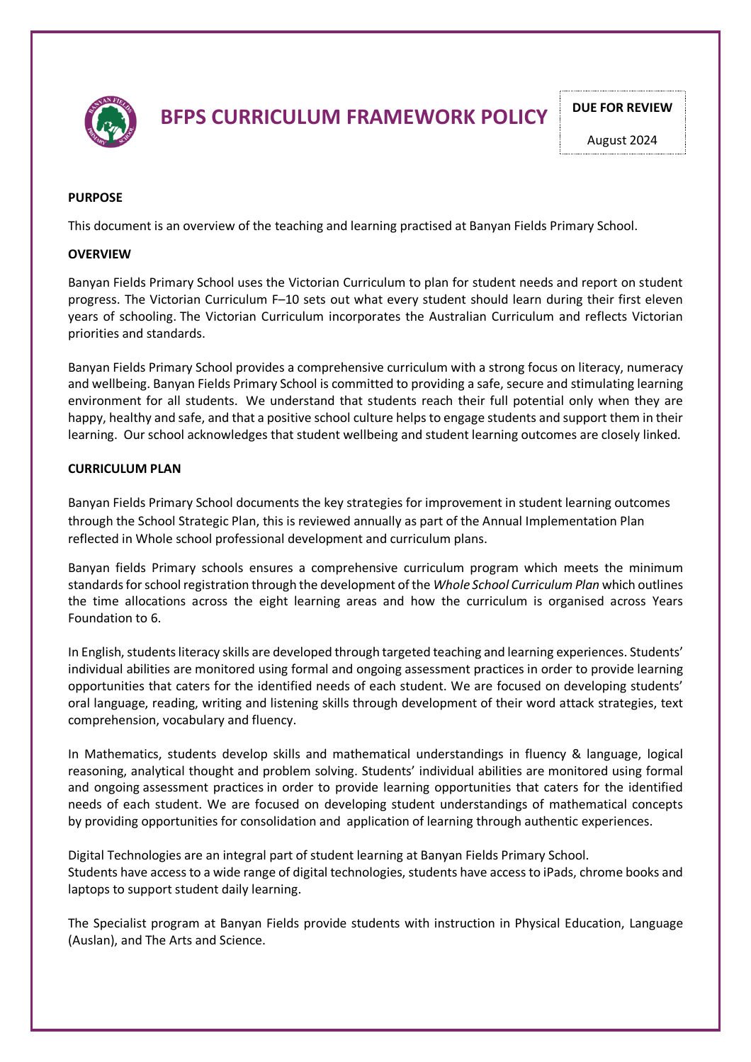# BFPS CURRICULUM FRAMEWORK POLICY

**DUE FOR REVIEW**

August 2024

**PURPOSE**

This document is an overview of the teaching and learning practised at Banyan Fields Primary School.

**OVERVIEW**

Banyan Fields Primary School uses the Victorian Curriculum to plan for student needs and report on student progress. The Victorian Curriculum F–10 sets out what every student should learn during their first eleven years of schooling. The Victorian Curriculum incorporates the Australian Curriculum and reflects Victorian priorities and standards.

Banyan Fields Primary School provides a comprehensive curriculum with a strong focus on literacy, numeracy and wellbeing. Banyan Fields Primary School is committed to providing a safe, secure and stimulating learning environment for all students. We understand that students reach their full potential only when they are happy, healthy and safe, and that a positive school culture helps to engage students and support them in their learning. Our school acknowledges that student wellbeing and student learning outcomes are closely linked.

**CURRICULUM PLAN**

Banyan Fields Primary School documents the key strategies for improvement in student learning outcomes through the School Strategic Plan, this is reviewed annually as part of the Annual Implementation Plan reflected in Whole school professional development and curriculum plans.

Banyan fields Primary schools ensures a comprehensive curriculum program which meets the minimum standards for school registration through the development of the *Whole School Curriculum Plan* which outlines the time allocations across the eight learning areas and how the curriculum is organised across Years Foundation to 6.

In English, students literacy skills are developed through targeted teaching and learning experiences. Students' individual abilities are monitored using formal and ongoing assessment practices in order to provide learning opportunities that caters for the identified needs of each student. We are focused on developing students' oral language, reading, writing and listening skills through development of their word attack strategies, text comprehension, vocabulary and fluency.

In Mathematics, students develop skills and mathematical understandings in fluency & language, logical reasoning, analytical thought and problem solving. Students' individual abilities are monitored using formal and ongoing assessment practices in order to provide learning opportunities that caters for the identified needs of each student. We are focused on developing student understandings of mathematical concepts by providing opportunities for consolidation and application of learning through authentic experiences.

Digital Technologies are an integral part of student learning at Banyan Fields Primary School.
Students have access to a wide range of digital technologies, students have access to iPads, chrome books and laptops to support student daily learning.

The Specialist program at Banyan Fields provide students with instruction in Physical Education, Language (Auslan), and The Arts and Science.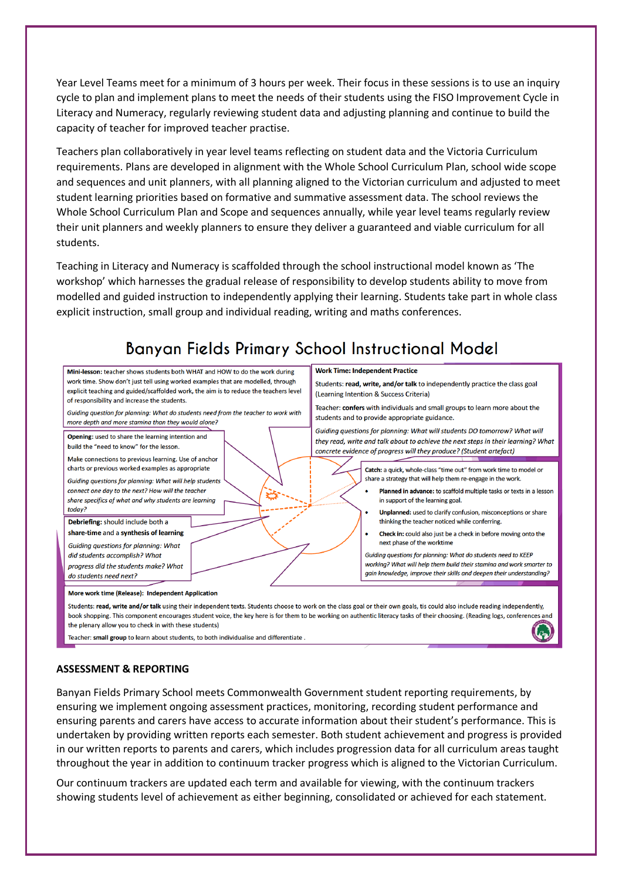Year Level Teams meet for a minimum of 3 hours per week. Their focus in these sessions is to use an inquiry cycle to plan and implement plans to meet the needs of their students using the FISO Improvement Cycle in Literacy and Numeracy, regularly reviewing student data and adjusting planning and continue to build the capacity of teacher for improved teacher practise.

Teachers plan collaboratively in year level teams reflecting on student data and the Victoria Curriculum requirements. Plans are developed in alignment with the Whole School Curriculum Plan, school wide scope and sequences and unit planners, with all planning aligned to the Victorian curriculum and adjusted to meet student learning priorities based on formative and summative assessment data. The school reviews the Whole School Curriculum Plan and Scope and sequences annually, while year level teams regularly review their unit planners and weekly planners to ensure they deliver a guaranteed and viable curriculum for all students.

Teaching in Literacy and Numeracy is scaffolded through the school instructional model known as 'The workshop' which harnesses the gradual release of responsibility to develop students ability to move from modelled and guided instruction to independently applying their learning. Students take part in whole class explicit instruction, small group and individual reading, writing and maths conferences.

## Banyan Fields Primary School Instructional Model

**Mini-lesson:** teacher shows students both WHAT and HOW to do the work during work time. Show don't just tell using worked examples that are modelled, through explicit teaching and guided/scaffolded work, the aim is to reduce the teachers level of responsibility and increase the students.

*Guiding question for planning: What do students need from the teacher to work with more depth and more stamina than they would alone?*

**Opening:** used to share the learning intention and build the "need to know" for the lesson.

Make connections to previous learning. Use of anchor charts or previous worked examples as appropriate

*Guiding questions for planning: What will help students connect one day to the next? How will the teacher share specifics of what and why students are learning today?*

**Debriefing:** should include both a **share-time** and a **synthesis of learning**

*Guiding questions for planning: What did students accomplish? What progress did the students make? What do students need next?*

**Work Time: Independent Practice**

Students: **read, write, and/or talk** to independently practice the class goal (Learning Intention & Success Criteria)

Teacher: **confers** with individuals and small groups to learn more about the students and to provide appropriate guidance.

*Guiding questions for planning: What will students DO tomorrow? What will they read, write and talk about to achieve the next steps in their learning? What concrete evidence of progress will they produce? (Student artefact)*

**Catch:** a quick, whole-class "time out" from work time to model or share a strategy that will help them re-engage in the work.

- **Planned in advance:** to scaffold multiple tasks or texts in a lesson in support of the learning goal.
- **Unplanned:** used to clarify confusion, misconceptions or share thinking the teacher noticed while conferring.
- **Check in:** could also just be a check in before moving onto the next phase of the worktime

*Guiding questions for planning: What do students need to KEEP working? What will help them build their stamina and work smarter to gain knowledge, improve their skills and deepen their understanding?*

**More work time (Release): Independent Application**

Students: **read, write and/or talk** using their independent texts. Students choose to work on the class goal or their own goals, tis could also include reading independently, book shopping. This component encourages student voice, the key here is for them to be working on authentic literacy tasks of their choosing. (Reading logs, conferences and the plenary allow you to check in with these students)

Teacher: **small group** to learn about students, to both individualise and differentiate .

### ASSESSMENT & REPORTING

Banyan Fields Primary School meets Commonwealth Government student reporting requirements, by ensuring we implement ongoing assessment practices, monitoring, recording student performance and ensuring parents and carers have access to accurate information about their student's performance. This is undertaken by providing written reports each semester. Both student achievement and progress is provided in our written reports to parents and carers, which includes progression data for all curriculum areas taught throughout the year in addition to continuum tracker progress which is aligned to the Victorian Curriculum.

Our continuum trackers are updated each term and available for viewing, with the continuum trackers showing students level of achievement as either beginning, consolidated or achieved for each statement.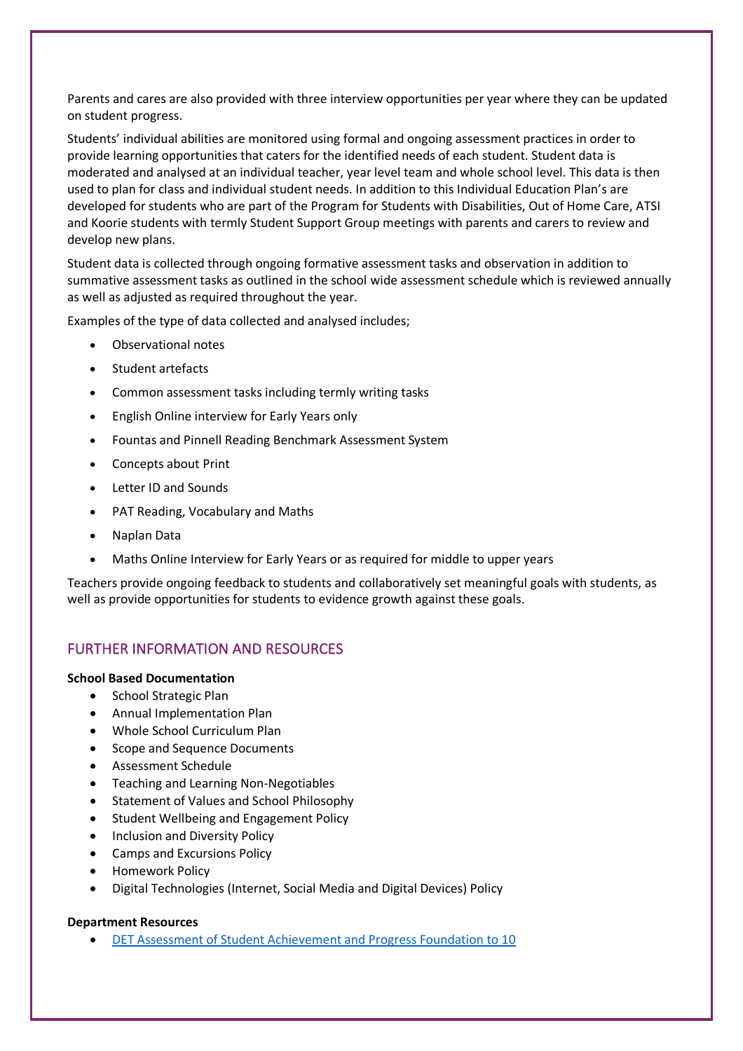Parents and cares are also provided with three interview opportunities per year where they can be updated on student progress.

Students' individual abilities are monitored using formal and ongoing assessment practices in order to provide learning opportunities that caters for the identified needs of each student. Student data is moderated and analysed at an individual teacher, year level team and whole school level. This data is then used to plan for class and individual student needs. In addition to this Individual Education Plan's are developed for students who are part of the Program for Students with Disabilities, Out of Home Care, ATSI and Koorie students with termly Student Support Group meetings with parents and carers to review and develop new plans.

Student data is collected through ongoing formative assessment tasks and observation in addition to summative assessment tasks as outlined in the school wide assessment schedule which is reviewed annually as well as adjusted as required throughout the year.

Examples of the type of data collected and analysed includes;

- Observational notes
- Student artefacts
- Common assessment tasks including termly writing tasks
- English Online interview for Early Years only
- Fountas and Pinnell Reading Benchmark Assessment System
- Concepts about Print
- Letter ID and Sounds
- PAT Reading, Vocabulary and Maths
- Naplan Data
- Maths Online Interview for Early Years or as required for middle to upper years

Teachers provide ongoing feedback to students and collaboratively set meaningful goals with students, as well as provide opportunities for students to evidence growth against these goals.

## FURTHER INFORMATION AND RESOURCES

**School Based Documentation**

- School Strategic Plan
- Annual Implementation Plan
- Whole School Curriculum Plan
- Scope and Sequence Documents
- Assessment Schedule
- Teaching and Learning Non-Negotiables
- Statement of Values and School Philosophy
- Student Wellbeing and Engagement Policy
- Inclusion and Diversity Policy
- Camps and Excursions Policy
- Homework Policy
- Digital Technologies (Internet, Social Media and Digital Devices) Policy

**Department Resources**

- DET Assessment of Student Achievement and Progress Foundation to 10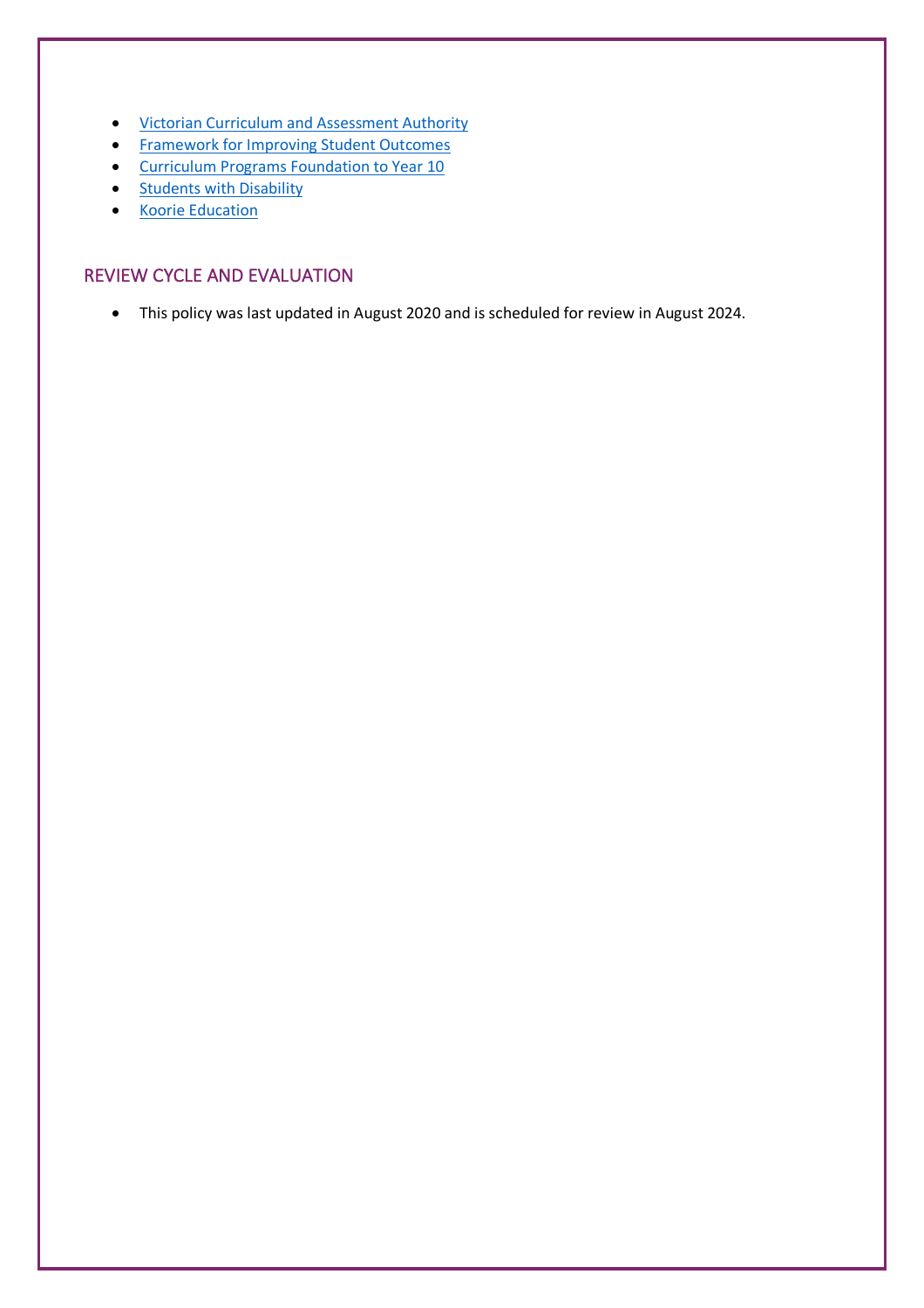- [Victorian Curriculum and Assessment Authority]()
- [Framework for Improving Student Outcomes]()
- [Curriculum Programs Foundation to Year 10]()
- [Students with Disability]()
- [Koorie Education]()

## REVIEW CYCLE AND EVALUATION

- This policy was last updated in August 2020 and is scheduled for review in August 2024.